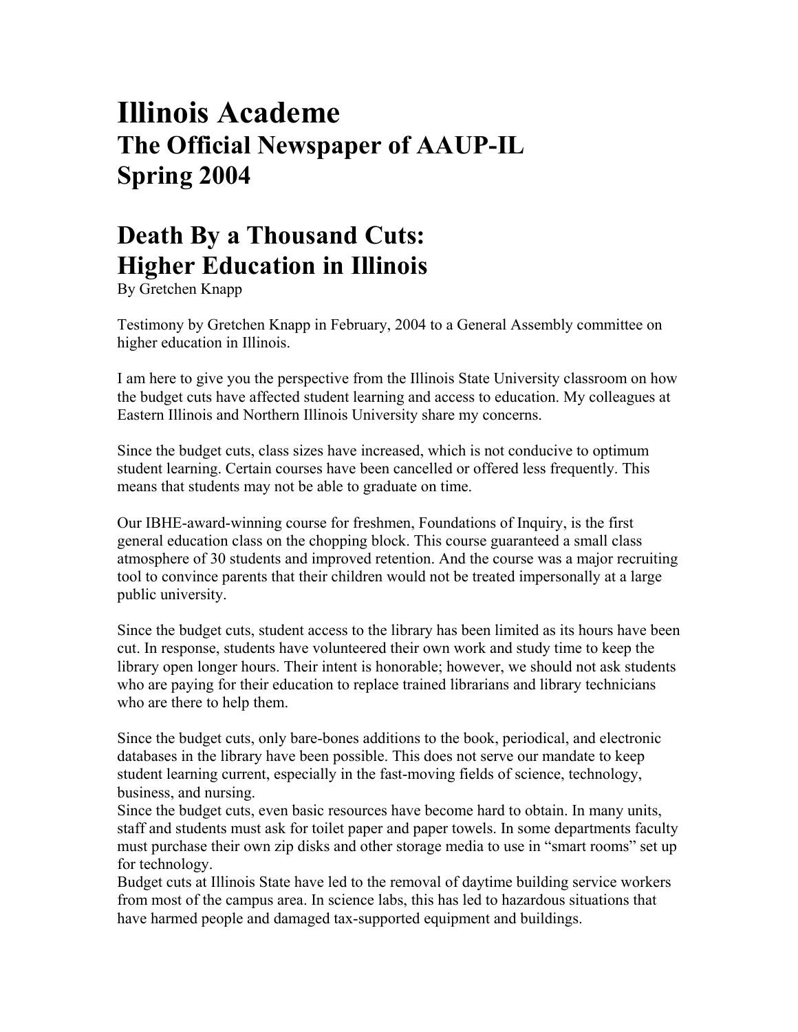# Illinois Academe
## The Official Newspaper of AAUP-IL
## Spring 2004

# Death By a Thousand Cuts: Higher Education in Illinois

By Gretchen Knapp

Testimony by Gretchen Knapp in February, 2004 to a General Assembly committee on higher education in Illinois.

I am here to give you the perspective from the Illinois State University classroom on how the budget cuts have affected student learning and access to education. My colleagues at Eastern Illinois and Northern Illinois University share my concerns.

Since the budget cuts, class sizes have increased, which is not conducive to optimum student learning. Certain courses have been cancelled or offered less frequently. This means that students may not be able to graduate on time.

Our IBHE-award-winning course for freshmen, Foundations of Inquiry, is the first general education class on the chopping block. This course guaranteed a small class atmosphere of 30 students and improved retention. And the course was a major recruiting tool to convince parents that their children would not be treated impersonally at a large public university.

Since the budget cuts, student access to the library has been limited as its hours have been cut. In response, students have volunteered their own work and study time to keep the library open longer hours. Their intent is honorable; however, we should not ask students who are paying for their education to replace trained librarians and library technicians who are there to help them.

Since the budget cuts, only bare-bones additions to the book, periodical, and electronic databases in the library have been possible. This does not serve our mandate to keep student learning current, especially in the fast-moving fields of science, technology, business, and nursing.

Since the budget cuts, even basic resources have become hard to obtain. In many units, staff and students must ask for toilet paper and paper towels. In some departments faculty must purchase their own zip disks and other storage media to use in "smart rooms" set up for technology.

Budget cuts at Illinois State have led to the removal of daytime building service workers from most of the campus area. In science labs, this has led to hazardous situations that have harmed people and damaged tax-supported equipment and buildings.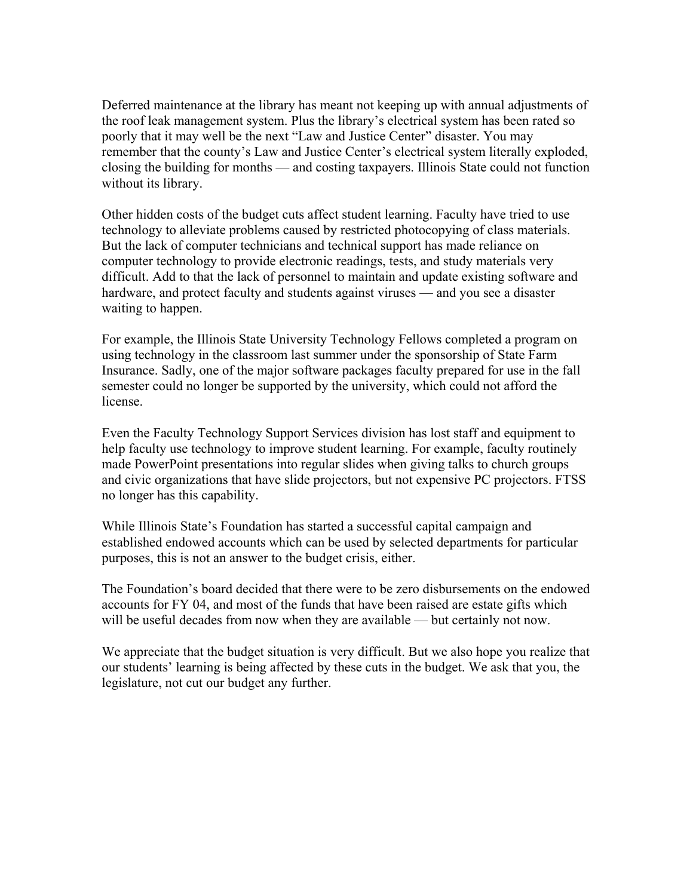Deferred maintenance at the library has meant not keeping up with annual adjustments of the roof leak management system. Plus the library's electrical system has been rated so poorly that it may well be the next "Law and Justice Center" disaster. You may remember that the county's Law and Justice Center's electrical system literally exploded, closing the building for months — and costing taxpayers. Illinois State could not function without its library.

Other hidden costs of the budget cuts affect student learning. Faculty have tried to use technology to alleviate problems caused by restricted photocopying of class materials. But the lack of computer technicians and technical support has made reliance on computer technology to provide electronic readings, tests, and study materials very difficult. Add to that the lack of personnel to maintain and update existing software and hardware, and protect faculty and students against viruses — and you see a disaster waiting to happen.

For example, the Illinois State University Technology Fellows completed a program on using technology in the classroom last summer under the sponsorship of State Farm Insurance. Sadly, one of the major software packages faculty prepared for use in the fall semester could no longer be supported by the university, which could not afford the license.

Even the Faculty Technology Support Services division has lost staff and equipment to help faculty use technology to improve student learning. For example, faculty routinely made PowerPoint presentations into regular slides when giving talks to church groups and civic organizations that have slide projectors, but not expensive PC projectors. FTSS no longer has this capability.

While Illinois State's Foundation has started a successful capital campaign and established endowed accounts which can be used by selected departments for particular purposes, this is not an answer to the budget crisis, either.

The Foundation's board decided that there were to be zero disbursements on the endowed accounts for FY 04, and most of the funds that have been raised are estate gifts which will be useful decades from now when they are available — but certainly not now.

We appreciate that the budget situation is very difficult. But we also hope you realize that our students' learning is being affected by these cuts in the budget. We ask that you, the legislature, not cut our budget any further.